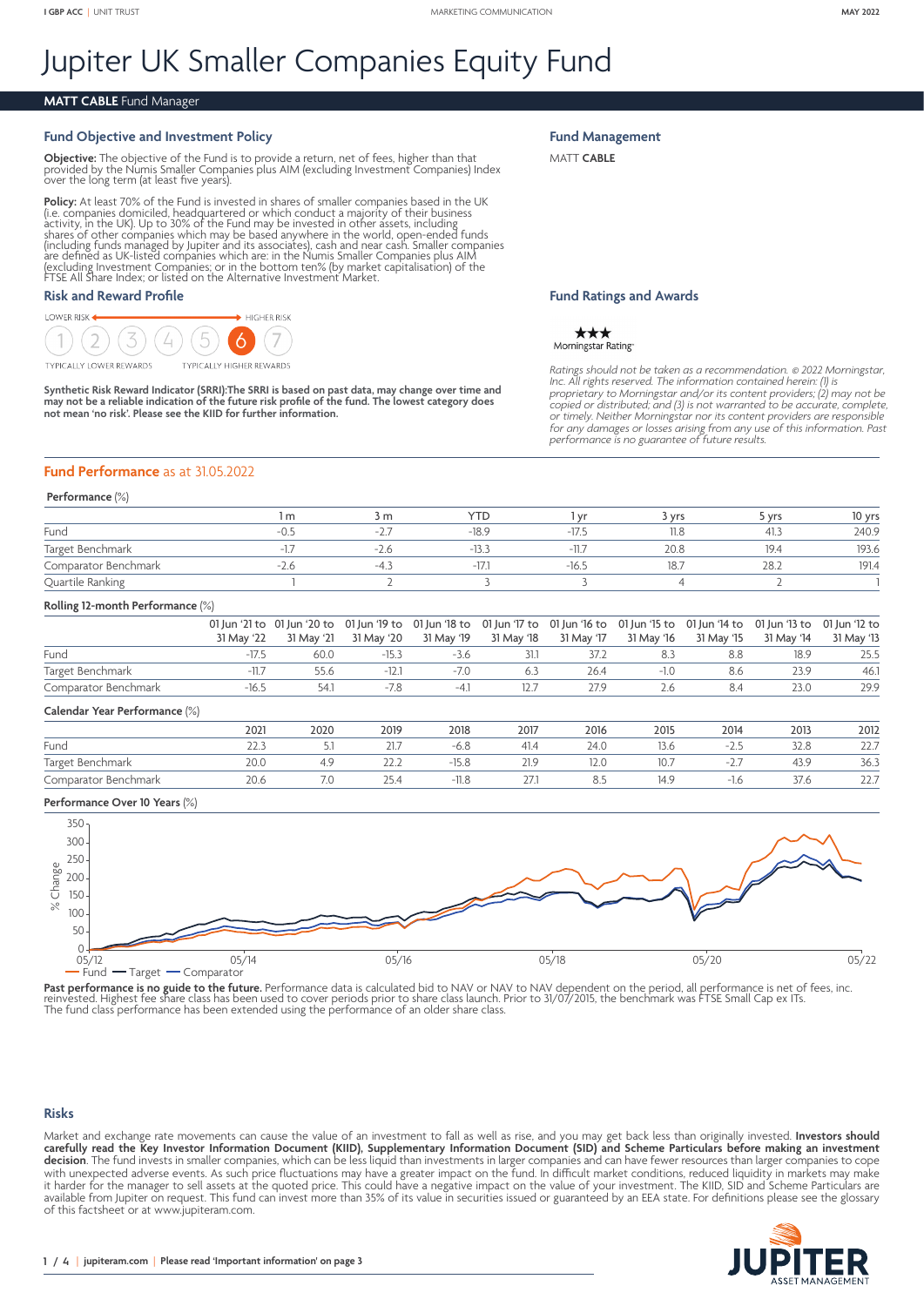I GBP ACC | UNIT TRUST — MARKETING COMMUNICATION — MAY 2022

# Jupiter UK Smaller Companies Equity Fund

**MATT CABLE** Fund Manager

## Fund Objective and Investment Policy

**Objective:** The objective of the Fund is to provide a return, net of fees, higher than that provided by the Numis Smaller Companies plus AIM (excluding Investment Companies) Index over the long term (at least five years).

**Policy:** At least 70% of the Fund is invested in shares of smaller companies based in the UK (i.e. companies domiciled, headquartered or which conduct a majority of their business activity, in the UK). Up to 30% of the Fund may be invested in other assets, including shares of other companies which may be based anywhere in the world, open-ended funds (including funds managed by Jupiter and its associates), cash and near cash. Smaller companies are defined as UK-listed companies which are: in the Numis Smaller Companies plus AIM (excluding Investment Companies; or in the bottom ten% (by market capitalisation) of the FTSE All Share Index; or listed on the Alternative Investment Market.

## Risk and Reward Profile

LOWER RISK ← → HIGHER RISK

1 2 3 4 5 **6** 7

TYPICALLY LOWER REWARDS — TYPICALLY HIGHER REWARDS

**Synthetic Risk Reward Indicator (SRRI):The SRRI is based on past data, may change over time and may not be a reliable indication of the future risk profile of the fund. The lowest category does not mean 'no risk'. Please see the KIID for further information.**

## Fund Management

MATT **CABLE**

## Fund Ratings and Awards

★★★ Morningstar Rating™

*Ratings should not be taken as a recommendation. © 2022 Morningstar, Inc. All rights reserved. The information contained herein: (1) is proprietary to Morningstar and/or its content providers; (2) may not be copied or distributed; and (3) is not warranted to be accurate, complete, or timely. Neither Morningstar nor its content providers are responsible for any damages or losses arising from any use of this information. Past performance is no guarantee of future results.*

## Fund Performance as at 31.05.2022

**Performance** (%)

| | 1 m | 3 m | YTD | 1 yr | 3 yrs | 5 yrs | 10 yrs |
|---|---|---|---|---|---|---|---|
| Fund | -0.5 | -2.7 | -18.9 | -17.5 | 11.8 | 41.3 | 240.9 |
| Target Benchmark | -1.7 | -2.6 | -13.3 | -11.7 | 20.8 | 19.4 | 193.6 |
| Comparator Benchmark | -2.6 | -4.3 | -17.1 | -16.5 | 18.7 | 28.2 | 191.4 |
| Quartile Ranking | 1 | 2 | 3 | 3 | 4 | 2 | 1 |

**Rolling 12-month Performance** (%)

| | 01 Jun '21 to 31 May '22 | 01 Jun '20 to 31 May '21 | 01 Jun '19 to 31 May '20 | 01 Jun '18 to 31 May '19 | 01 Jun '17 to 31 May '18 | 01 Jun '16 to 31 May '17 | 01 Jun '15 to 31 May '16 | 01 Jun '14 to 31 May '15 | 01 Jun '13 to 31 May '14 | 01 Jun '12 to 31 May '13 |
|---|---|---|---|---|---|---|---|---|---|---|
| Fund | -17.5 | 60.0 | -15.3 | -3.6 | 31.1 | 37.2 | 8.3 | 8.8 | 18.9 | 25.5 |
| Target Benchmark | -11.7 | 55.6 | -12.1 | -7.0 | 6.3 | 26.4 | -1.0 | 8.6 | 23.9 | 46.1 |
| Comparator Benchmark | -16.5 | 54.1 | -7.8 | -4.1 | 12.7 | 27.9 | 2.6 | 8.4 | 23.0 | 29.9 |

**Calendar Year Performance** (%)

| | 2021 | 2020 | 2019 | 2018 | 2017 | 2016 | 2015 | 2014 | 2013 | 2012 |
|---|---|---|---|---|---|---|---|---|---|---|
| Fund | 22.3 | 5.1 | 21.7 | -6.8 | 41.4 | 24.0 | 13.6 | -2.5 | 32.8 | 22.7 |
| Target Benchmark | 20.0 | 4.9 | 22.2 | -15.8 | 21.9 | 12.0 | 10.7 | -2.7 | 43.9 | 36.3 |
| Comparator Benchmark | 20.6 | 7.0 | 25.4 | -11.8 | 27.1 | 8.5 | 14.9 | -1.6 | 37.6 | 22.7 |

**Performance Over 10 Years** (%)

— Fund — Target — Comparator

**Past performance is no guide to the future.** Performance data is calculated bid to NAV or NAV to NAV dependent on the period, all performance is net of fees, inc. reinvested. Highest fee share class has been used to cover periods prior to share class launch. Prior to 31/07/2015, the benchmark was FTSE Small Cap ex ITs. The fund class performance has been extended using the performance of an older share class.

## Risks

Market and exchange rate movements can cause the value of an investment to fall as well as rise, and you may get back less than originally invested. **Investors should carefully read the Key Investor Information Document (KIID), Supplementary Information Document (SID) and Scheme Particulars before making an investment decision**. The fund invests in smaller companies, which can be less liquid than investments in larger companies and can have fewer resources than larger companies to cope with unexpected adverse events. As such price fluctuations may have a greater impact on the fund. In difficult market conditions, reduced liquidity in markets may make it harder for the manager to sell assets at the quoted price. This could have a negative impact on the value of your investment. The KIID, SID and Scheme Particulars are available from Jupiter on request. This fund can invest more than 35% of its value in securities issued or guaranteed by an EEA state. For definitions please see the glossary of this factsheet or at www.jupiteram.com.

jupiteram.com | Please read 'Important information' on page 3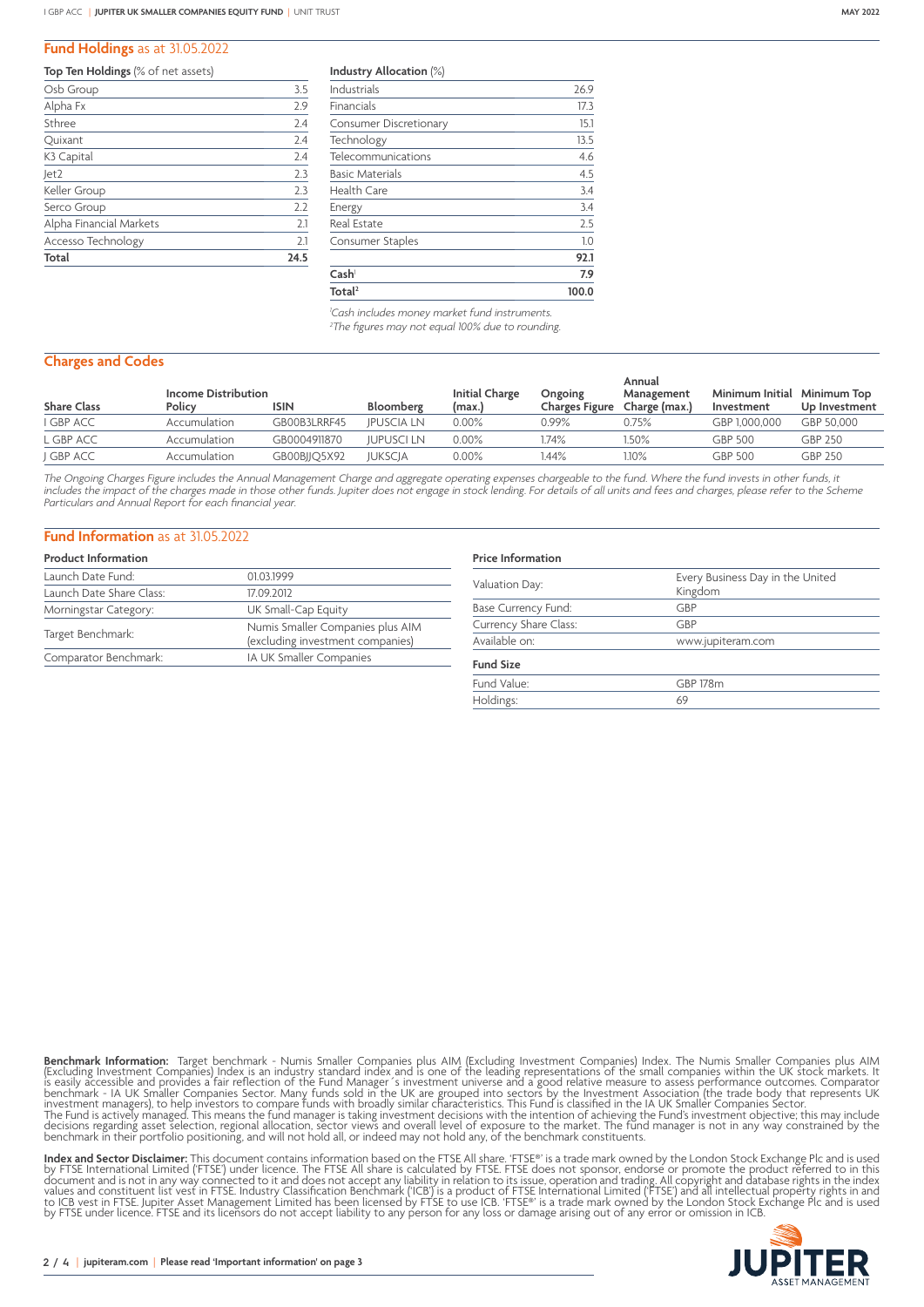## Fund Holdings as at 31.05.2022

**Top Ten Holdings** (% of net assets)

| Holding | % |
|---|---|
| Osb Group | 3.5 |
| Alpha Fx | 2.9 |
| Sthree | 2.4 |
| Quixant | 2.4 |
| K3 Capital | 2.4 |
| Jet2 | 2.3 |
| Keller Group | 2.3 |
| Serco Group | 2.2 |
| Alpha Financial Markets | 2.1 |
| Accesso Technology | 2.1 |
| **Total** | **24.5** |

**Industry Allocation** (%)

| Industry | % |
|---|---|
| Industrials | 26.9 |
| Financials | 17.3 |
| Consumer Discretionary | 15.1 |
| Technology | 13.5 |
| Telecommunications | 4.6 |
| Basic Materials | 4.5 |
| Health Care | 3.4 |
| Energy | 3.4 |
| Real Estate | 2.5 |
| Consumer Staples | 1.0 |
| | **92.1** |
| **Cash**[1] | **7.9** |
| **Total**[2] | **100.0** |

*[1]Cash includes money market fund instruments.*
*[2]The figures may not equal 100% due to rounding.*

## Charges and Codes

| Share Class | Income Distribution Policy | ISIN | Bloomberg | Initial Charge (max.) | Ongoing Charges Figure | Annual Management Charge (max.) | Minimum Initial Investment | Minimum Top Up Investment |
|---|---|---|---|---|---|---|---|---|
| I GBP ACC | Accumulation | GB00B3LRRF45 | JPUSCIA LN | 0.00% | 0.99% | 0.75% | GBP 1,000,000 | GBP 50,000 |
| L GBP ACC | Accumulation | GB0004911870 | JUPUSCI LN | 0.00% | 1.74% | 1.50% | GBP 500 | GBP 250 |
| J GBP ACC | Accumulation | GB00BJJQ5X92 | JUKSCJA | 0.00% | 1.44% | 1.10% | GBP 500 | GBP 250 |

*The Ongoing Charges Figure includes the Annual Management Charge and aggregate operating expenses chargeable to the fund. Where the fund invests in other funds, it includes the impact of the charges made in those other funds. Jupiter does not engage in stock lending. For details of all units and fees and charges, please refer to the Scheme Particulars and Annual Report for each financial year.*

## Fund Information as at 31.05.2022

**Product Information**

| | |
|---|---|
| Launch Date Fund: | 01.03.1999 |
| Launch Date Share Class: | 17.09.2012 |
| Morningstar Category: | UK Small-Cap Equity |
| Target Benchmark: | Numis Smaller Companies plus AIM (excluding investment companies) |
| Comparator Benchmark: | IA UK Smaller Companies |

**Price Information**

| | |
|---|---|
| Valuation Day: | Every Business Day in the United Kingdom |
| Base Currency Fund: | GBP |
| Currency Share Class: | GBP |
| Available on: | www.jupiteram.com |

**Fund Size**

| | |
|---|---|
| Fund Value: | GBP 178m |
| Holdings: | 69 |

**Benchmark Information:** Target benchmark - Numis Smaller Companies plus AIM (Excluding Investment Companies) Index. The Numis Smaller Companies plus AIM (Excluding Investment Companies) Index is an industry standard index and is one of the leading representations of the small companies within the UK stock markets. It is easily accessible and provides a fair reflection of the Fund Manager´s investment universe and a good relative measure to assess performance outcomes. Comparator benchmark - IA UK Smaller Companies Sector. Many funds sold in the UK are grouped into sectors by the Investment Association (the trade body that represents UK investment managers), to help investors to compare funds with broadly similar characteristics. This Fund is classified in the IA UK Smaller Companies Sector.
The Fund is actively managed. This means the fund manager is taking investment decisions with the intention of achieving the Fund's investment objective; this may include decisions regarding asset selection, regional allocation, sector views and overall level of exposure to the market. The fund manager is not in any way constrained by the benchmark in their portfolio positioning, and will not hold all, or indeed may not hold any, of the benchmark constituents.

**Index and Sector Disclaimer:** This document contains information based on the FTSE All share. 'FTSE®' is a trade mark owned by the London Stock Exchange Plc and is used by FTSE International Limited ('FTSE') under licence. The FTSE All share is calculated by FTSE. FTSE does not sponsor, endorse or promote the product referred to in this document and is not in any way connected to it and does not accept any liability in relation to its issue, operation and trading. All copyright and database rights in the index values and constituent list vest in FTSE. Industry Classification Benchmark ('ICB') is a product of FTSE International Limited ('FTSE') and all intellectual property rights in and to ICB vest in FTSE. Jupiter Asset Management Limited has been licensed by FTSE to use ICB. 'FTSE®' is a trade mark owned by the London Stock Exchange Plc and is used by FTSE under licence. FTSE and its licensors do not accept liability to any person for any loss or damage arising out of any error or omission in ICB.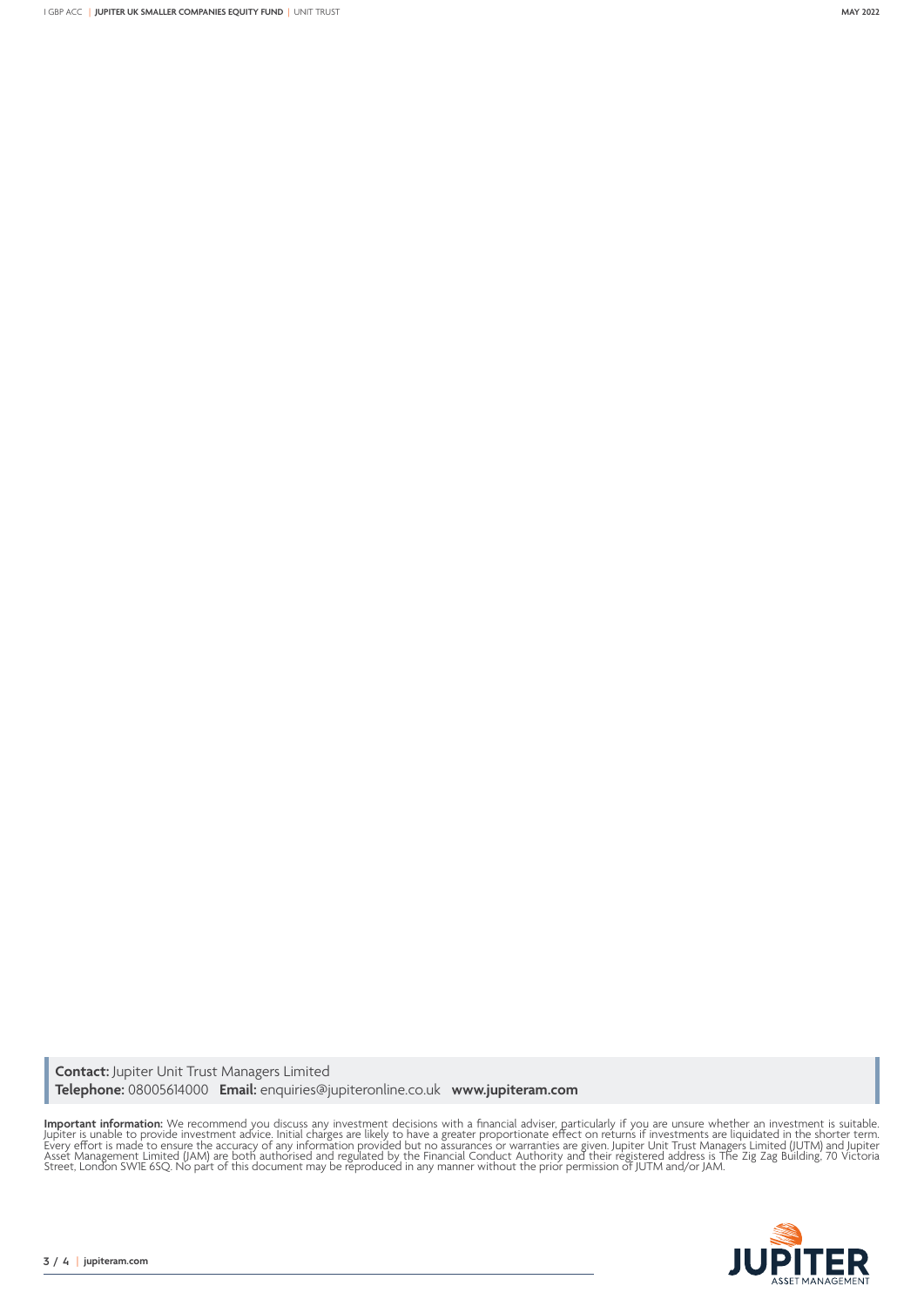**Contact:** Jupiter Unit Trust Managers Limited
**Telephone:** 08005614000 **Email:** enquiries@jupiteronline.co.uk **www.jupiteram.com**

**Important information:** We recommend you discuss any investment decisions with a financial adviser, particularly if you are unsure whether an investment is suitable. Jupiter is unable to provide investment advice. Initial charges are likely to have a greater proportionate effect on returns if investments are liquidated in the shorter term. Every effort is made to ensure the accuracy of any information provided but no assurances or warranties are given. Jupiter Unit Trust Managers Limited (JUTM) and Jupiter Asset Management Limited (JAM) are both authorised and regulated by the Financial Conduct Authority and their registered address is The Zig Zag Building, 70 Victoria Street, London SW1E 6SQ. No part of this document may be reproduced in any manner without the prior permission of JUTM and/or JAM.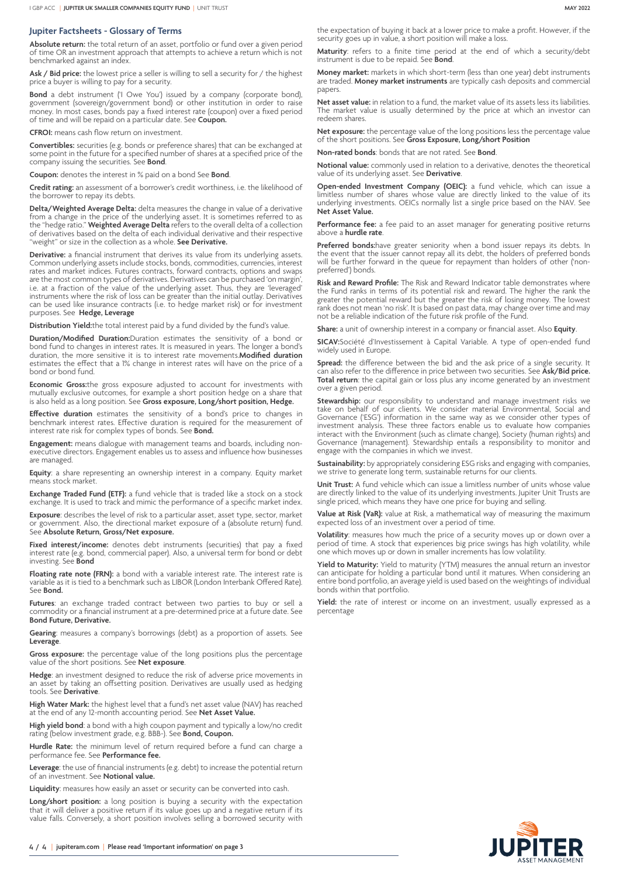## Jupiter Factsheets - Glossary of Terms

**Absolute return:** the total return of an asset, portfolio or fund over a given period of time OR an investment approach that attempts to achieve a return which is not benchmarked against an index.

**Ask / Bid price:** the lowest price a seller is willing to sell a security for / the highest price a buyer is willing to pay for a security.

**Bond** a debt instrument ('I Owe You') issued by a company (corporate bond), government (sovereign/government bond) or other institution in order to raise money. In most cases, bonds pay a fixed interest rate (coupon) over a fixed period of time and will be repaid on a particular date. See **Coupon.**

**CFROI:** means cash flow return on investment.

**Convertibles:** securities (e.g. bonds or preference shares) that can be exchanged at some point in the future for a specified number of shares at a specified price of the company issuing the securities. See **Bond**.

**Coupon:** denotes the interest in % paid on a bond See **Bond**.

**Credit rating:** an assessment of a borrower's credit worthiness, i.e. the likelihood of the borrower to repay its debts.

**Delta/Weighted Average Delta:** delta measures the change in value of a derivative from a change in the price of the underlying asset. It is sometimes referred to as the "hedge ratio." **Weighted Average Delta** refers to the overall delta of a collection of derivatives based on the delta of each individual derivative and their respective "weight" or size in the collection as a whole. **See Derivative.**

**Derivative:** a financial instrument that derives its value from its underlying assets. Common underlying assets include stocks, bonds, commodities, currencies, interest rates and market indices. Futures contracts, forward contracts, options and swaps are the most common types of derivatives. Derivatives can be purchased 'on margin', i.e. at a fraction of the value of the underlying asset. Thus, they are 'leveraged' instruments where the risk of loss can be greater than the initial outlay. Derivatives can be used like insurance contracts (i.e. to hedge market risk) or for investment purposes. See **Hedge, Leverage**

**Distribution Yield:**the total interest paid by a fund divided by the fund's value.

**Duration/Modified Duration:**Duration estimates the sensitivity of a bond or bond fund to changes in interest rates. It is measured in years. The longer a bond's duration, the more sensitive it is to interest rate movements.**Modified duration** estimates the effect that a 1% change in interest rates will have on the price of a bond or bond fund.

**Economic Gross:**the gross exposure adjusted to account for investments with mutually exclusive outcomes, for example a short position hedge on a share that is also held as a long position. See **Gross exposure, Long/short position, Hedge.**

**Effective duration** estimates the sensitivity of a bond's price to changes in benchmark interest rates. Effective duration is required for the measurement of interest rate risk for complex types of bonds. See **Bond.**

**Engagement:** means dialogue with management teams and boards, including non-executive directors. Engagement enables us to assess and influence how businesses are managed.

**Equity**: a share representing an ownership interest in a company. Equity market means stock market.

**Exchange Traded Fund (ETF):** a fund vehicle that is traded like a stock on a stock exchange. It is used to track and mimic the performance of a specific market index.

**Exposure**: describes the level of risk to a particular asset, asset type, sector, market or government. Also, the directional market exposure of a (absolute return) fund. See **Absolute Return, Gross/Net exposure.**

**Fixed interest/income:** denotes debt instruments (securities) that pay a fixed interest rate (e.g. bond, commercial paper). Also, a universal term for bond or debt investing. See **Bond**

**Floating rate note (FRN):** a bond with a variable interest rate. The interest rate is variable as it is tied to a benchmark such as LIBOR (London Interbank Offered Rate). See **Bond.**

**Futures**: an exchange traded contract between two parties to buy or sell a commodity or a financial instrument at a pre-determined price at a future date. See **Bond Future, Derivative.**

**Gearing**: measures a company's borrowings (debt) as a proportion of assets. See **Leverage**.

**Gross exposure:** the percentage value of the long positions plus the percentage value of the short positions. See **Net exposure**.

**Hedge**: an investment designed to reduce the risk of adverse price movements in an asset by taking an offsetting position. Derivatives are usually used as hedging tools. See **Derivative**.

**High Water Mark:** the highest level that a fund's net asset value (NAV) has reached at the end of any 12-month accounting period. See **Net Asset Value.**

**High yield bond**: a bond with a high coupon payment and typically a low/no credit rating (below investment grade, e.g. BBB-). See **Bond, Coupon.**

**Hurdle Rate:** the minimum level of return required before a fund can charge a performance fee. See **Performance fee.**

**Leverage**: the use of financial instruments (e.g. debt) to increase the potential return of an investment. See **Notional value.**

**Liquidity**: measures how easily an asset or security can be converted into cash.

**Long/short position:** a long position is buying a security with the expectation that it will deliver a positive return if its value goes up and a negative return if its value falls. Conversely, a short position involves selling a borrowed security with the expectation of buying it back at a lower price to make a profit. However, if the security goes up in value, a short position will make a loss.

**Maturity**: refers to a finite time period at the end of which a security/debt instrument is due to be repaid. See **Bond**.

**Money market:** markets in which short-term (less than one year) debt instruments are traded. **Money market instruments** are typically cash deposits and commercial papers.

**Net asset value:** in relation to a fund, the market value of its assets less its liabilities. The market value is usually determined by the price at which an investor can redeem shares.

**Net exposure:** the percentage value of the long positions less the percentage value of the short positions. See **Gross Exposure, Long/short Position**

**Non-rated bonds**: bonds that are not rated. See **Bond**.

**Notional value:** commonly used in relation to a derivative, denotes the theoretical value of its underlying asset. See **Derivative**.

**Open-ended Investment Company (OEIC):** a fund vehicle, which can issue a limitless number of shares whose value are directly linked to the value of its underlying investments. OEICs normally list a single price based on the NAV. See **Net Asset Value.**

**Performance fee:** a fee paid to an asset manager for generating positive returns above a **hurdle rate**.

**Preferred bonds:**have greater seniority when a bond issuer repays its debts. In the event that the issuer cannot repay all its debt, the holders of preferred bonds will be further forward in the queue for repayment than holders of other ('non-preferred') bonds.

**Risk and Reward Profile:** The Risk and Reward Indicator table demonstrates where the Fund ranks in terms of its potential risk and reward. The higher the rank the greater the potential reward but the greater the risk of losing money. The lowest rank does not mean 'no risk'. It is based on past data, may change over time and may not be a reliable indication of the future risk profile of the Fund.

**Share:** a unit of ownership interest in a company or financial asset. Also **Equity**.

**SICAV:**Société d'Investissement à Capital Variable. A type of open-ended fund widely used in Europe.

**Spread:** the difference between the bid and the ask price of a single security. It can also refer to the difference in price between two securities. See **Ask/Bid price.**
**Total return**: the capital gain or loss plus any income generated by an investment over a given period.

**Stewardship:** our responsibility to understand and manage investment risks we take on behalf of our clients. We consider material Environmental, Social and Governance ('ESG') information in the same way as we consider other types of investment analysis. These three factors enable us to evaluate how companies interact with the Environment (such as climate change), Society (human rights) and Governance (management). Stewardship entails a responsibility to monitor and engage with the companies in which we invest.

**Sustainability:** by appropriately considering ESG risks and engaging with companies, we strive to generate long term, sustainable returns for our clients.

**Unit Trust:** A fund vehicle which can issue a limitless number of units whose value are directly linked to the value of its underlying investments. Jupiter Unit Trusts are single priced, which means they have one price for buying and selling.

**Value at Risk (VaR):** value at Risk, a mathematical way of measuring the maximum expected loss of an investment over a period of time.

**Volatility**: measures how much the price of a security moves up or down over a period of time. A stock that experiences big price swings has high volatility, while one which moves up or down in smaller increments has low volatility.

**Yield to Maturity:** Yield to maturity (YTM) measures the annual return an investor can anticipate for holding a particular bond until it matures. When considering an entire bond portfolio, an average yield is used based on the weightings of individual bonds within that portfolio.

**Yield:** the rate of interest or income on an investment, usually expressed as a percentage